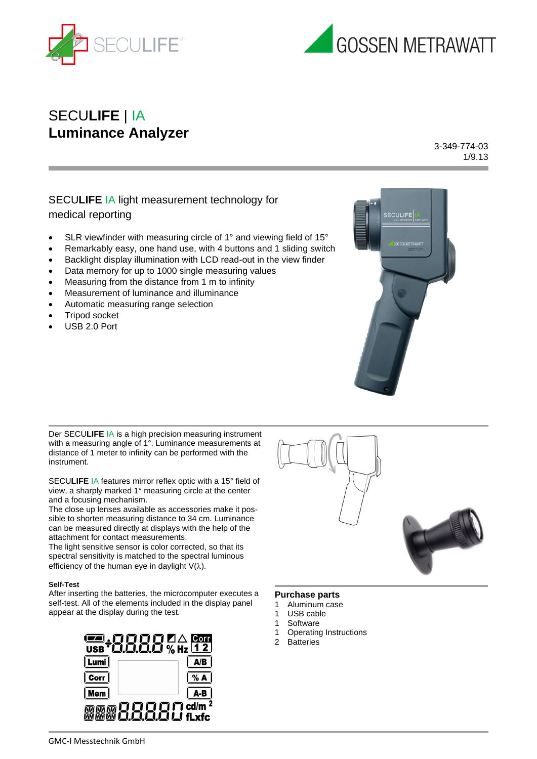# SECULIFE | IA
# Luminance Analyzer

3-349-774-03
1/9.13

## SECULIFE IA light measurement technology for medical reporting

- SLR viewfinder with measuring circle of 1° and viewing field of 15°
- Remarkably easy, one hand use, with 4 buttons and 1 sliding switch
- Backlight display illumination with LCD read-out in the view finder
- Data memory for up to 1000 single measuring values
- Measuring from the distance from 1 m to infinity
- Measurement of luminance and illuminance
- Automatic measuring range selection
- Tripod socket
- USB 2.0 Port

Der SECULIFE IA is a high precision measuring instrument with a measuring angle of 1°. Luminance measurements at distance of 1 meter to infinity can be performed with the instrument.

SECULIFE IA features mirror reflex optic with a 15° field of view, a sharply marked 1° measuring circle at the center and a focusing mechanism.
The close up lenses available as accessories make it possible to shorten measuring distance to 34 cm. Luminance can be measured directly at displays with the help of the attachment for contact measurements.
The light sensitive sensor is color corrected, so that its spectral sensitivity is matched to the spectral luminous efficiency of the human eye in daylight V(λ).

### Self-Test

After inserting the batteries, the microcomputer executes a self-test. All of the elements included in the display panel appear at the display during the test.

### Purchase parts

1 Aluminum case
1 USB cable
1 Software
1 Operating Instructions
2 Batteries

GMC-I Messtechnik GmbH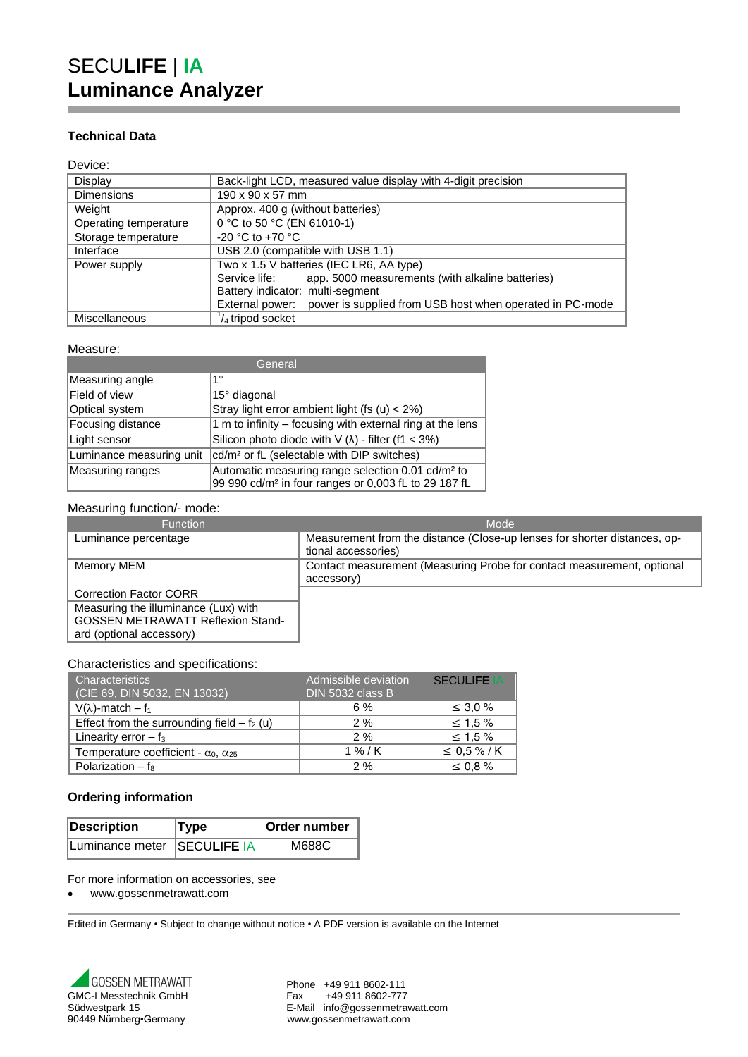# SECU**LIFE** | **IA**
# Luminance Analyzer

## Technical Data

Device:

| | |
|---|---|
| Display | Back-light LCD, measured value display with 4-digit precision |
| Dimensions | 190 x 90 x 57 mm |
| Weight | Approx. 400 g (without batteries) |
| Operating temperature | 0 °C to 50 °C (EN 61010-1) |
| Storage temperature | -20 °C to +70 °C |
| Interface | USB 2.0 (compatible with USB 1.1) |
| Power supply | Two x 1.5 V batteries (IEC LR6, AA type)<br>Service life: app. 5000 measurements (with alkaline batteries)<br>Battery indicator: multi-segment<br>External power: power is supplied from USB host when operated in PC-mode |
| Miscellaneous | 1/4 tripod socket |

Measure:

| General | |
|---|---|
| Measuring angle | 1° |
| Field of view | 15° diagonal |
| Optical system | Stray light error ambient light (fs (u) < 2%) |
| Focusing distance | 1 m to infinity – focusing with external ring at the lens |
| Light sensor | Silicon photo diode with V (λ) - filter (f1 < 3%) |
| Luminance measuring unit | cd/m² or fL (selectable with DIP switches) |
| Measuring ranges | Automatic measuring range selection 0.01 cd/m² to 99 990 cd/m² in four ranges or 0,003 fL to 29 187 fL |

Measuring function/- mode:

| Function | Mode |
|---|---|
| Luminance percentage | Measurement from the distance (Close-up lenses for shorter distances, optional accessories) |
| Memory MEM | Contact measurement (Measuring Probe for contact measurement, optional accessory) |
| Correction Factor CORR | |
| Measuring the illuminance (Lux) with GOSSEN METRAWATT Reflexion Standard (optional accessory) | |

Characteristics and specifications:

| Characteristics (CIE 69, DIN 5032, EN 13032) | Admissible deviation DIN 5032 class B | SECU**LIFE** IA |
|---|---|---|
| V(λ)-match – $f_1$ | 6 % | ≤ 3,0 % |
| Effect from the surrounding field – $f_2$ (u) | 2 % | ≤ 1,5 % |
| Linearity error – $f_3$ | 2 % | ≤ 1,5 % |
| Temperature coefficient - $\alpha_0$, $\alpha_{25}$ | 1 % / K | ≤ 0,5 % / K |
| Polarization – $f_8$ | 2 % | ≤ 0,8 % |

## Ordering information

| **Description** | **Type** | **Order number** |
|---|---|---|
| Luminance meter | SECU**LIFE** IA | M688C |

For more information on accessories, see

- www.gossenmetrawatt.com

Edited in Germany • Subject to change without notice • A PDF version is available on the Internet

GOSSEN METRAWATT
GMC-I Messtechnik GmbH
Südwestpark 15
90449 Nürnberg•Germany

Phone +49 911 8602-111
Fax +49 911 8602-777
E-Mail info@gossenmetrawatt.com
www.gossenmetrawatt.com